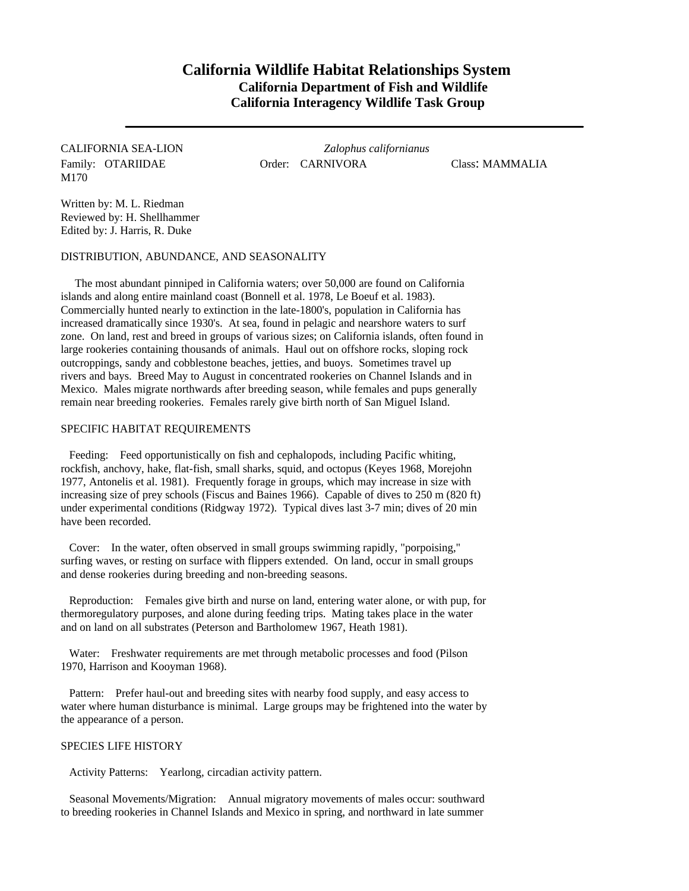# California Wildlife Habitat Relationships System

## California Department of Fish and Wildlife

## California Interagency Wildlife Task Group

---

CALIFORNIA SEA-LION *Zalophus californianus*

Family: OTARIIDAE Order: CARNIVORA Class: MAMMALIA

M170

Written by: M. L. Riedman
Reviewed by: H. Shellhammer
Edited by: J. Harris, R. Duke

### DISTRIBUTION, ABUNDANCE, AND SEASONALITY

The most abundant pinniped in California waters; over 50,000 are found on California islands and along entire mainland coast (Bonnell et al. 1978, Le Boeuf et al. 1983). Commercially hunted nearly to extinction in the late-1800's, population in California has increased dramatically since 1930's. At sea, found in pelagic and nearshore waters to surf zone. On land, rest and breed in groups of various sizes; on California islands, often found in large rookeries containing thousands of animals. Haul out on offshore rocks, sloping rock outcroppings, sandy and cobblestone beaches, jetties, and buoys. Sometimes travel up rivers and bays. Breed May to August in concentrated rookeries on Channel Islands and in Mexico. Males migrate northwards after breeding season, while females and pups generally remain near breeding rookeries. Females rarely give birth north of San Miguel Island.

### SPECIFIC HABITAT REQUIREMENTS

Feeding: Feed opportunistically on fish and cephalopods, including Pacific whiting, rockfish, anchovy, hake, flat-fish, small sharks, squid, and octopus (Keyes 1968, Morejohn 1977, Antonelis et al. 1981). Frequently forage in groups, which may increase in size with increasing size of prey schools (Fiscus and Baines 1966). Capable of dives to 250 m (820 ft) under experimental conditions (Ridgway 1972). Typical dives last 3-7 min; dives of 20 min have been recorded.

Cover: In the water, often observed in small groups swimming rapidly, "porpoising," surfing waves, or resting on surface with flippers extended. On land, occur in small groups and dense rookeries during breeding and non-breeding seasons.

Reproduction: Females give birth and nurse on land, entering water alone, or with pup, for thermoregulatory purposes, and alone during feeding trips. Mating takes place in the water and on land on all substrates (Peterson and Bartholomew 1967, Heath 1981).

Water: Freshwater requirements are met through metabolic processes and food (Pilson 1970, Harrison and Kooyman 1968).

Pattern: Prefer haul-out and breeding sites with nearby food supply, and easy access to water where human disturbance is minimal. Large groups may be frightened into the water by the appearance of a person.

### SPECIES LIFE HISTORY

Activity Patterns: Yearlong, circadian activity pattern.

Seasonal Movements/Migration: Annual migratory movements of males occur: southward to breeding rookeries in Channel Islands and Mexico in spring, and northward in late summer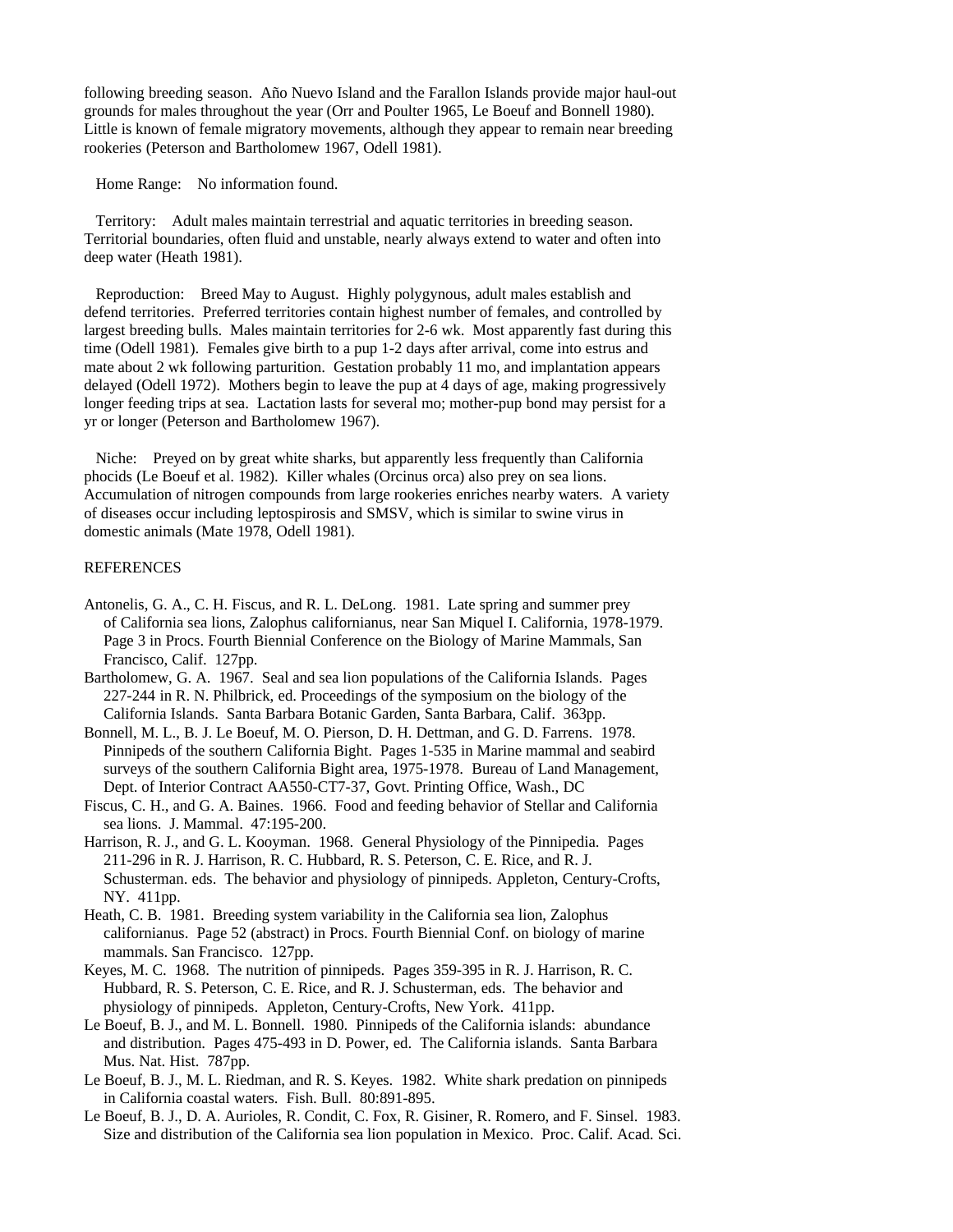following breeding season. Año Nuevo Island and the Farallon Islands provide major haul-out grounds for males throughout the year (Orr and Poulter 1965, Le Boeuf and Bonnell 1980). Little is known of female migratory movements, although they appear to remain near breeding rookeries (Peterson and Bartholomew 1967, Odell 1981).

Home Range: No information found.

Territory: Adult males maintain terrestrial and aquatic territories in breeding season. Territorial boundaries, often fluid and unstable, nearly always extend to water and often into deep water (Heath 1981).

Reproduction: Breed May to August. Highly polygynous, adult males establish and defend territories. Preferred territories contain highest number of females, and controlled by largest breeding bulls. Males maintain territories for 2-6 wk. Most apparently fast during this time (Odell 1981). Females give birth to a pup 1-2 days after arrival, come into estrus and mate about 2 wk following parturition. Gestation probably 11 mo, and implantation appears delayed (Odell 1972). Mothers begin to leave the pup at 4 days of age, making progressively longer feeding trips at sea. Lactation lasts for several mo; mother-pup bond may persist for a yr or longer (Peterson and Bartholomew 1967).

Niche: Preyed on by great white sharks, but apparently less frequently than California phocids (Le Boeuf et al. 1982). Killer whales (Orcinus orca) also prey on sea lions. Accumulation of nitrogen compounds from large rookeries enriches nearby waters. A variety of diseases occur including leptospirosis and SMSV, which is similar to swine virus in domestic animals (Mate 1978, Odell 1981).

REFERENCES

Antonelis, G. A., C. H. Fiscus, and R. L. DeLong. 1981. Late spring and summer prey of California sea lions, Zalophus californianus, near San Miquel I. California, 1978-1979. Page 3 in Procs. Fourth Biennial Conference on the Biology of Marine Mammals, San Francisco, Calif. 127pp.

Bartholomew, G. A. 1967. Seal and sea lion populations of the California Islands. Pages 227-244 in R. N. Philbrick, ed. Proceedings of the symposium on the biology of the California Islands. Santa Barbara Botanic Garden, Santa Barbara, Calif. 363pp.

Bonnell, M. L., B. J. Le Boeuf, M. O. Pierson, D. H. Dettman, and G. D. Farrens. 1978. Pinnipeds of the southern California Bight. Pages 1-535 in Marine mammal and seabird surveys of the southern California Bight area, 1975-1978. Bureau of Land Management, Dept. of Interior Contract AA550-CT7-37, Govt. Printing Office, Wash., DC

Fiscus, C. H., and G. A. Baines. 1966. Food and feeding behavior of Stellar and California sea lions. J. Mammal. 47:195-200.

Harrison, R. J., and G. L. Kooyman. 1968. General Physiology of the Pinnipedia. Pages 211-296 in R. J. Harrison, R. C. Hubbard, R. S. Peterson, C. E. Rice, and R. J. Schusterman. eds. The behavior and physiology of pinnipeds. Appleton, Century-Crofts, NY. 411pp.

Heath, C. B. 1981. Breeding system variability in the California sea lion, Zalophus californianus. Page 52 (abstract) in Procs. Fourth Biennial Conf. on biology of marine mammals. San Francisco. 127pp.

Keyes, M. C. 1968. The nutrition of pinnipeds. Pages 359-395 in R. J. Harrison, R. C. Hubbard, R. S. Peterson, C. E. Rice, and R. J. Schusterman, eds. The behavior and physiology of pinnipeds. Appleton, Century-Crofts, New York. 411pp.

Le Boeuf, B. J., and M. L. Bonnell. 1980. Pinnipeds of the California islands: abundance and distribution. Pages 475-493 in D. Power, ed. The California islands. Santa Barbara Mus. Nat. Hist. 787pp.

Le Boeuf, B. J., M. L. Riedman, and R. S. Keyes. 1982. White shark predation on pinnipeds in California coastal waters. Fish. Bull. 80:891-895.

Le Boeuf, B. J., D. A. Aurioles, R. Condit, C. Fox, R. Gisiner, R. Romero, and F. Sinsel. 1983. Size and distribution of the California sea lion population in Mexico. Proc. Calif. Acad. Sci.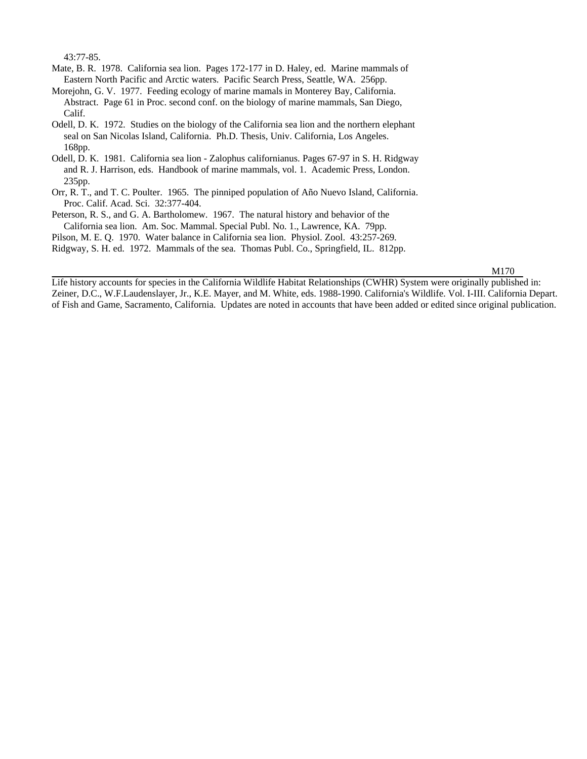43:77-85.

Mate, B. R. 1978. California sea lion. Pages 172-177 in D. Haley, ed. Marine mammals of Eastern North Pacific and Arctic waters. Pacific Search Press, Seattle, WA. 256pp.

Morejohn, G. V. 1977. Feeding ecology of marine mamals in Monterey Bay, California. Abstract. Page 61 in Proc. second conf. on the biology of marine mammals, San Diego, Calif.

Odell, D. K. 1972. Studies on the biology of the California sea lion and the northern elephant seal on San Nicolas Island, California. Ph.D. Thesis, Univ. California, Los Angeles. 168pp.

Odell, D. K. 1981. California sea lion - Zalophus californianus. Pages 67-97 in S. H. Ridgway and R. J. Harrison, eds. Handbook of marine mammals, vol. 1. Academic Press, London. 235pp.

Orr, R. T., and T. C. Poulter. 1965. The pinniped population of Año Nuevo Island, California. Proc. Calif. Acad. Sci. 32:377-404.

Peterson, R. S., and G. A. Bartholomew. 1967. The natural history and behavior of the California sea lion. Am. Soc. Mammal. Special Publ. No. 1., Lawrence, KA. 79pp.

Pilson, M. E. Q. 1970. Water balance in California sea lion. Physiol. Zool. 43:257-269.

Ridgway, S. H. ed. 1972. Mammals of the sea. Thomas Publ. Co., Springfield, IL. 812pp.

M170

Life history accounts for species in the California Wildlife Habitat Relationships (CWHR) System were originally published in: Zeiner, D.C., W.F.Laudenslayer, Jr., K.E. Mayer, and M. White, eds. 1988-1990. California's Wildlife. Vol. I-III. California Depart. of Fish and Game, Sacramento, California. Updates are noted in accounts that have been added or edited since original publication.